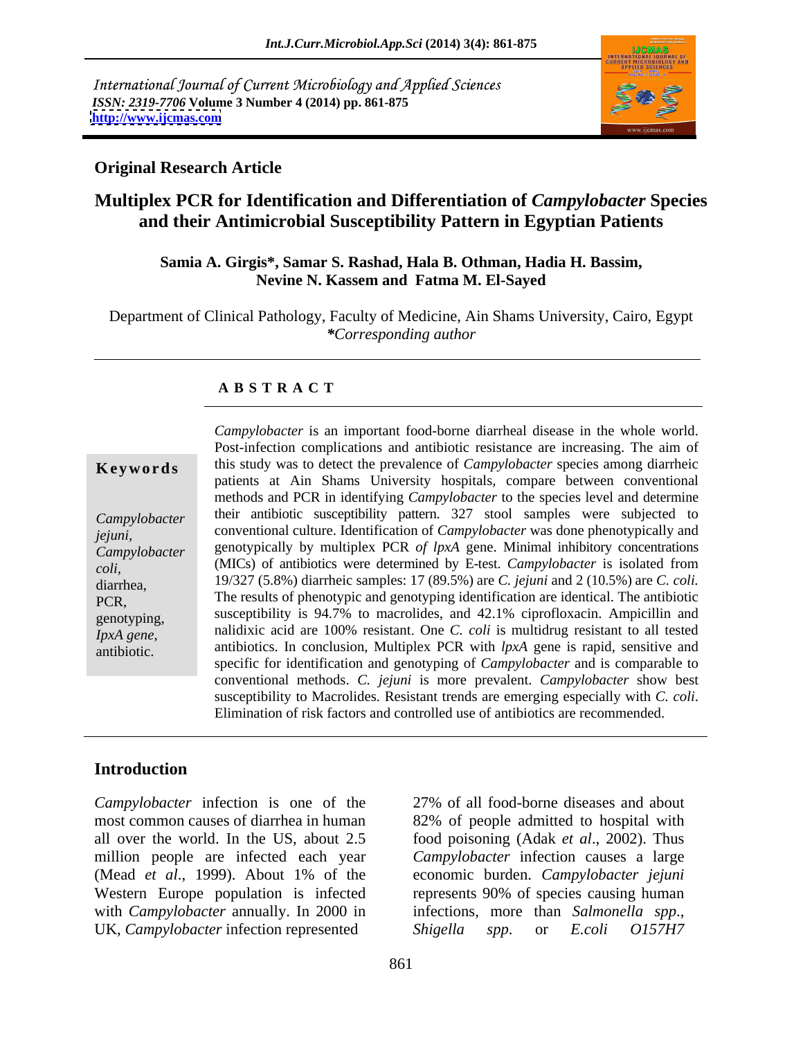International Journal of Current Microbiology and Applied Sciences
*ISSN: 2319-7706* **Volume 3 Number 4 (2014) pp. 861-875**
**http://www.ijcmas.com**

**Original Research Article**

# Multiplex PCR for Identification and Differentiation of *Campylobacter* Species and their Antimicrobial Susceptibility Pattern in Egyptian Patients

**Samia A. Girgis\*, Samar S. Rashad, Hala B. Othman, Hadia H. Bassim, Nevine N. Kassem and Fatma M. El-Sayed**

Department of Clinical Pathology, Faculty of Medicine, Ain Shams University, Cairo, Egypt
*\*Corresponding author*

## ABSTRACT

**Keywords**

*Campylobacter jejuni*, *Campylobacter coli*, diarrhea, PCR, genotyping, *IpxA gene*, antibiotic.

*Campylobacter* is an important food-borne diarrheal disease in the whole world. Post-infection complications and antibiotic resistance are increasing. The aim of this study was to detect the prevalence of *Campylobacter* species among diarrheic patients at Ain Shams University hospitals, compare between conventional methods and PCR in identifying *Campylobacter* to the species level and determine their antibiotic susceptibility pattern. 327 stool samples were subjected to conventional culture. Identification of *Campylobacter* was done phenotypically and genotypically by multiplex PCR *of lpxA* gene. Minimal inhibitory concentrations (MICs) of antibiotics were determined by E-test. *Campylobacter* is isolated from 19/327 (5.8%) diarrheic samples: 17 (89.5%) are *C. jejuni* and 2 (10.5%) are *C. coli.* The results of phenotypic and genotyping identification are identical. The antibiotic susceptibility is 94.7% to macrolides, and 42.1% ciprofloxacin. Ampicillin and nalidixic acid are 100% resistant. One *C. coli* is multidrug resistant to all tested antibiotics. In conclusion, Multiplex PCR with *lpxA* gene is rapid, sensitive and specific for identification and genotyping of *Campylobacter* and is comparable to conventional methods. *C. jejuni* is more prevalent. *Campylobacter* show best susceptibility to Macrolides. Resistant trends are emerging especially with *C. coli*. Elimination of risk factors and controlled use of antibiotics are recommended.

## Introduction

*Campylobacter* infection is one of the most common causes of diarrhea in human all over the world. In the US, about 2.5 million people are infected each year (Mead *et al*., 1999). About 1% of the Western Europe population is infected with *Campylobacter* annually. In 2000 in UK, *Campylobacter* infection represented 27% of all food-borne diseases and about 82% of people admitted to hospital with food poisoning (Adak *et al*., 2002). Thus *Campylobacter* infection causes a large economic burden. *Campylobacter jejuni* represents 90% of species causing human infections, more than *Salmonella spp*., *Shigella spp*. or *E.coli O157H7*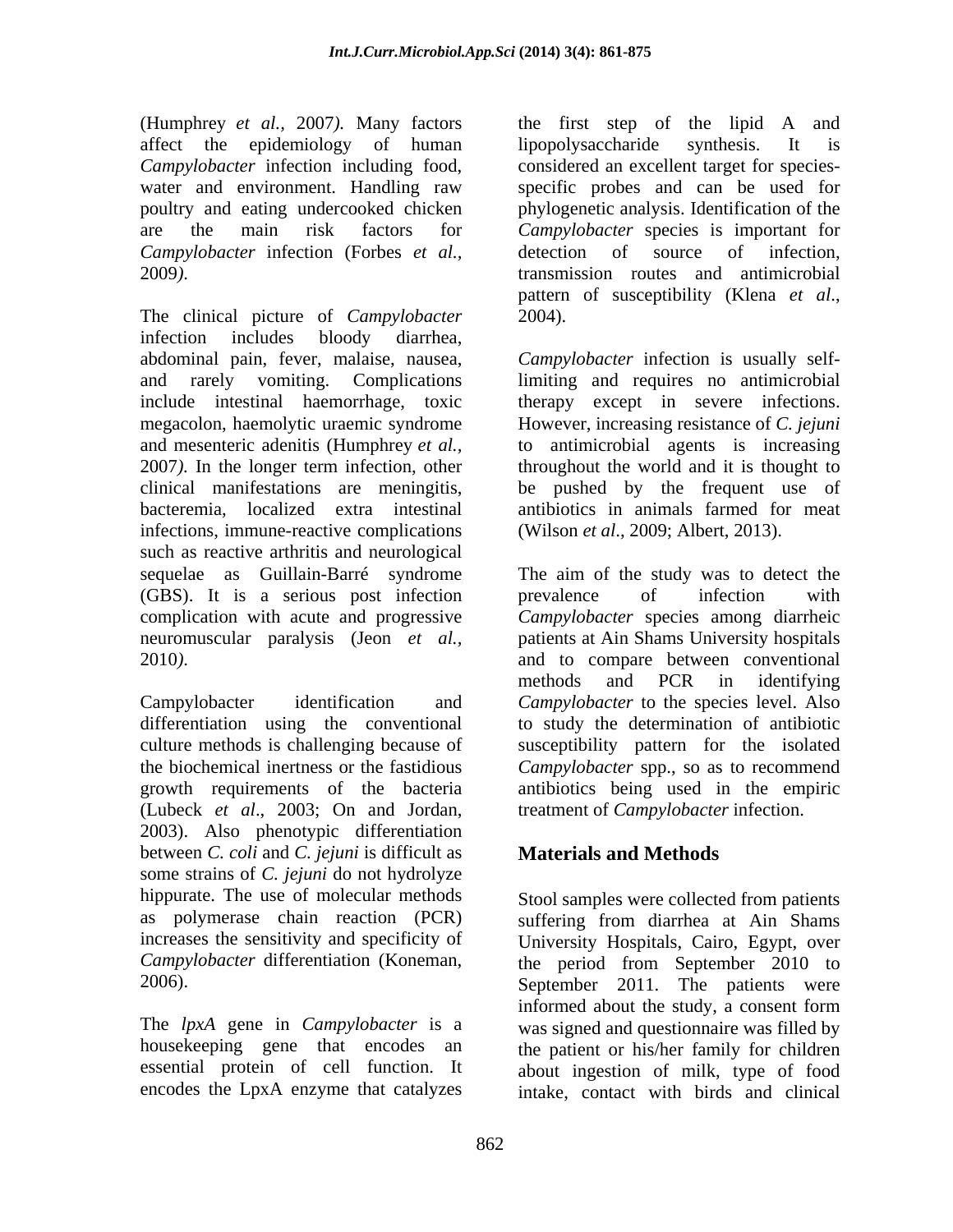(Humphrey *et al.*, 2007*)*. Many factors affect the epidemiology of human *Campylobacter* infection including food, water and environment. Handling raw poultry and eating undercooked chicken are the main risk factors for *Campylobacter* infection (Forbes *et al.*, 2009*)*.

The clinical picture of *Campylobacter* infection includes bloody diarrhea, abdominal pain, fever, malaise, nausea, and rarely vomiting. Complications include intestinal haemorrhage, toxic megacolon, haemolytic uraemic syndrome and mesenteric adenitis (Humphrey *et al.*, 2007*)*. In the longer term infection, other clinical manifestations are meningitis, bacteremia, localized extra intestinal infections, immune-reactive complications such as reactive arthritis and neurological sequelae as Guillain-Barré syndrome (GBS). It is a serious post infection complication with acute and progressive neuromuscular paralysis (Jeon *et al.*, 2010*)*.

Campylobacter identification and differentiation using the conventional culture methods is challenging because of the biochemical inertness or the fastidious growth requirements of the bacteria (Lubeck *et al*., 2003; On and Jordan, 2003). Also phenotypic differentiation between *C. coli* and *C. jejuni* is difficult as some strains of *C. jejuni* do not hydrolyze hippurate. The use of molecular methods as polymerase chain reaction (PCR) increases the sensitivity and specificity of *Campylobacter* differentiation (Koneman, 2006).

The *lpxA* gene in *Campylobacter* is a housekeeping gene that encodes an essential protein of cell function. It encodes the LpxA enzyme that catalyzes the first step of the lipid A and lipopolysaccharide synthesis. It is considered an excellent target for species-specific probes and can be used for phylogenetic analysis. Identification of the *Campylobacter* species is important for detection of source of infection, transmission routes and antimicrobial pattern of susceptibility (Klena *et al*., 2004).

*Campylobacter* infection is usually self-limiting and requires no antimicrobial therapy except in severe infections. However, increasing resistance of *C. jejuni* to antimicrobial agents is increasing throughout the world and it is thought to be pushed by the frequent use of antibiotics in animals farmed for meat (Wilson *et al*., 2009; Albert, 2013).

The aim of the study was to detect the prevalence of infection with *Campylobacter* species among diarrheic patients at Ain Shams University hospitals and to compare between conventional methods and PCR in identifying *Campylobacter* to the species level. Also to study the determination of antibiotic susceptibility pattern for the isolated *Campylobacter* spp., so as to recommend antibiotics being used in the empiric treatment of *Campylobacter* infection.

## Materials and Methods

Stool samples were collected from patients suffering from diarrhea at Ain Shams University Hospitals, Cairo, Egypt, over the period from September 2010 to September 2011. The patients were informed about the study, a consent form was signed and questionnaire was filled by the patient or his/her family for children about ingestion of milk, type of food intake, contact with birds and clinical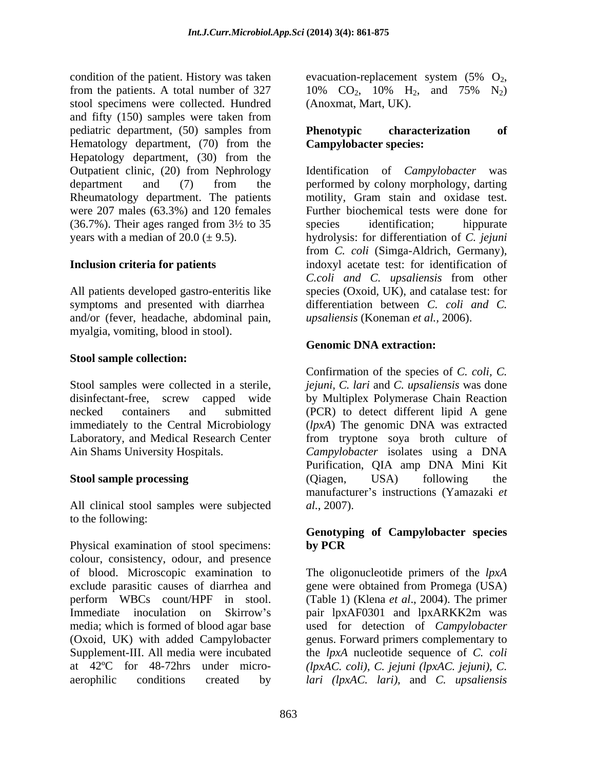condition of the patient. History was taken from the patients. A total number of 327 stool specimens were collected. Hundred and fifty (150) samples were taken from pediatric department, (50) samples from Hematology department, (70) from the Hepatology department, (30) from the Outpatient clinic, (20) from Nephrology department and (7) from the Rheumatology department. The patients were 207 males (63.3%) and 120 females (36.7%). Their ages ranged from 3½ to 35 years with a median of 20.0 (± 9.5).

**Inclusion criteria for patients**

All patients developed gastro-enteritis like symptoms and presented with diarrhea and/or (fever, headache, abdominal pain, myalgia, vomiting, blood in stool).

**Stool sample collection:**

Stool samples were collected in a sterile, disinfectant-free, screw capped wide necked containers and submitted immediately to the Central Microbiology Laboratory, and Medical Research Center Ain Shams University Hospitals.

**Stool sample processing**

All clinical stool samples were subjected to the following:

Physical examination of stool specimens: colour, consistency, odour, and presence of blood. Microscopic examination to exclude parasitic causes of diarrhea and perform WBCs count/HPF in stool. Immediate inoculation on Skirrow's media; which is formed of blood agar base (Oxoid, UK) with added Campylobacter Supplement-III. All media were incubated at 42ºC for 48-72hrs under micro-aerophilic conditions created by evacuation-replacement system (5% $O_2$, 10% $CO_2$, 10% $H_2$, and 75% $N_2$) (Anoxmat, Mart, UK).

**Phenotypic characterization of Campylobacter species:**

Identification of *Campylobacter* was performed by colony morphology, darting motility, Gram stain and oxidase test. Further biochemical tests were done for species identification; hippurate hydrolysis: for differentiation of *C. jejuni* from *C. coli* (Simga-Aldrich, Germany), indoxyl acetate test: for identification of *C.coli and C. upsaliensis* from other species (Oxoid, UK), and catalase test: for differentiation between *C. coli and C. upsaliensis* (Koneman *et al.*, 2006).

**Genomic DNA extraction:**

Confirmation of the species of *C. coli*, *C. jejuni*, *C. lari* and *C. upsaliensis* was done by Multiplex Polymerase Chain Reaction (PCR) to detect different lipid A gene (*lpxA*) The genomic DNA was extracted from tryptone soya broth culture of *Campylobacter* isolates using a DNA Purification, QIA amp DNA Mini Kit (Qiagen, USA) following the manufacturer's instructions (Yamazaki *et al.*, 2007).

**Genotyping of Campylobacter species by PCR**

The oligonucleotide primers of the *lpxA* gene were obtained from Promega (USA) (Table 1) (Klena *et al*., 2004). The primer pair lpxAF0301 and lpxARKK2m was used for detection of *Campylobacter* genus. Forward primers complementary to the *lpxA* nucleotide sequence of *C. coli (lpxAC. coli), C. jejuni (lpxAC. jejuni), C. lari (lpxAC. lari),* and *C. upsaliensis*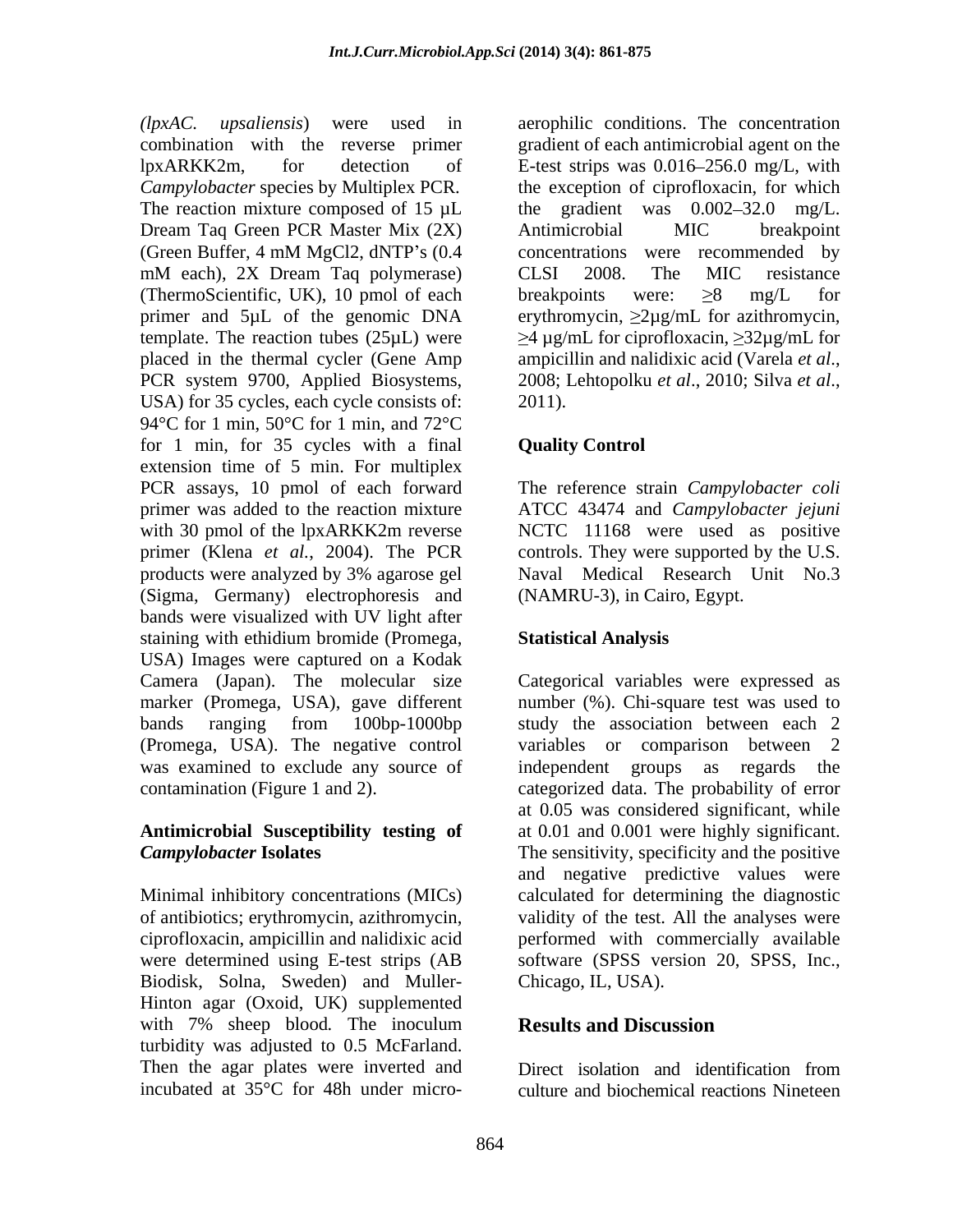(*lpxAC. upsaliensis*) were used in combination with the reverse primer lpxARKK2m, for detection of *Campylobacter* species by Multiplex PCR. The reaction mixture composed of 15 µL Dream Taq Green PCR Master Mix (2X) (Green Buffer, 4 mM MgCl2, dNTP's (0.4 mM each), 2X Dream Taq polymerase) (ThermoScientific, UK), 10 pmol of each primer and 5µL of the genomic DNA template. The reaction tubes (25µL) were placed in the thermal cycler (Gene Amp PCR system 9700, Applied Biosystems, USA) for 35 cycles, each cycle consists of: 94°C for 1 min, 50°C for 1 min, and 72°C for 1 min, for 35 cycles with a final extension time of 5 min. For multiplex PCR assays, 10 pmol of each forward primer was added to the reaction mixture with 30 pmol of the lpxARKK2m reverse primer (Klena *et al.*, 2004). The PCR products were analyzed by 3% agarose gel (Sigma, Germany) electrophoresis and bands were visualized with UV light after staining with ethidium bromide (Promega, USA) Images were captured on a Kodak Camera (Japan). The molecular size marker (Promega, USA), gave different bands ranging from 100bp-1000bp (Promega, USA). The negative control was examined to exclude any source of contamination (Figure 1 and 2).

**Antimicrobial Susceptibility testing of *Campylobacter* Isolates**

Minimal inhibitory concentrations (MICs) of antibiotics; erythromycin, azithromycin, ciprofloxacin, ampicillin and nalidixic acid were determined using E-test strips (AB Biodisk, Solna, Sweden) and Muller-Hinton agar (Oxoid, UK) supplemented with 7% sheep blood. The inoculum turbidity was adjusted to 0.5 McFarland. Then the agar plates were inverted and incubated at 35°C for 48h under micro-aerophilic conditions. The concentration gradient of each antimicrobial agent on the E-test strips was 0.016–256.0 mg/L, with the exception of ciprofloxacin, for which the gradient was 0.002–32.0 mg/L. Antimicrobial MIC breakpoint concentrations were recommended by CLSI 2008. The MIC resistance breakpoints were: ≥8 mg/L for erythromycin, ≥2µg/mL for azithromycin, ≥4 µg/mL for ciprofloxacin, ≥32µg/mL for ampicillin and nalidixic acid (Varela *et al*., 2008; Lehtopolku *et al*., 2010; Silva *et al*., 2011).

**Quality Control**

The reference strain *Campylobacter coli* ATCC 43474 and *Campylobacter jejuni* NCTC 11168 were used as positive controls. They were supported by the U.S. Naval Medical Research Unit No.3 (NAMRU-3), in Cairo, Egypt.

**Statistical Analysis**

Categorical variables were expressed as number (%). Chi-square test was used to study the association between each 2 variables or comparison between 2 independent groups as regards the categorized data. The probability of error at 0.05 was considered significant, while at 0.01 and 0.001 were highly significant. The sensitivity, specificity and the positive and negative predictive values were calculated for determining the diagnostic validity of the test. All the analyses were performed with commercially available software (SPSS version 20, SPSS, Inc., Chicago, IL, USA).

## Results and Discussion

Direct isolation and identification from culture and biochemical reactions Nineteen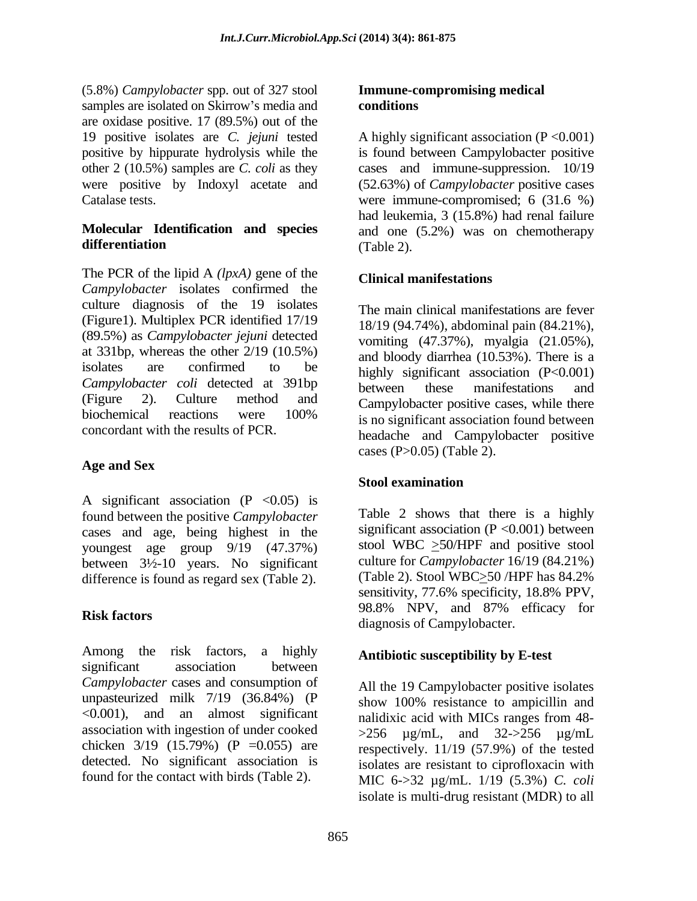(5.8%) *Campylobacter* spp. out of 327 stool samples are isolated on Skirrow's media and are oxidase positive. 17 (89.5%) out of the 19 positive isolates are *C. jejuni* tested positive by hippurate hydrolysis while the other 2 (10.5%) samples are *C. coli* as they were positive by Indoxyl acetate and Catalase tests.

## Molecular Identification and species differentiation

The PCR of the lipid A *(lpxA)* gene of the *Campylobacter* isolates confirmed the culture diagnosis of the 19 isolates (Figure1). Multiplex PCR identified 17/19 (89.5%) as *Campylobacter jejuni* detected at 331bp, whereas the other 2/19 (10.5%) isolates are confirmed to be *Campylobacter coli* detected at 391bp (Figure 2). Culture method and biochemical reactions were 100% concordant with the results of PCR.

## Age and Sex

A significant association ($P < 0.05$) is found between the positive *Campylobacter* cases and age, being highest in the youngest age group 9/19 (47.37%) between 3½-10 years. No significant difference is found as regard sex (Table 2).

## Risk factors

Among the risk factors, a highly significant association between *Campylobacter* cases and consumption of unpasteurized milk 7/19 (36.84%) ($P < 0.001$), and an almost significant association with ingestion of under cooked chicken 3/19 (15.79%) ($P = 0.055$) are detected. No significant association is found for the contact with birds (Table 2).

## Immune-compromising medical conditions

A highly significant association ($P < 0.001$) is found between Campylobacter positive cases and immune-suppression. 10/19 (52.63%) of *Campylobacter* positive cases were immune-compromised; 6 (31.6 %) had leukemia, 3 (15.8%) had renal failure and one (5.2%) was on chemotherapy (Table 2).

## Clinical manifestations

The main clinical manifestations are fever 18/19 (94.74%), abdominal pain (84.21%), vomiting (47.37%), myalgia (21.05%), and bloody diarrhea (10.53%). There is a highly significant association ($P < 0.001$) between these manifestations and Campylobacter positive cases, while there is no significant association found between headache and Campylobacter positive cases ($P > 0.05$) (Table 2).

## Stool examination

Table 2 shows that there is a highly significant association ($P < 0.001$) between stool WBC $\geq$50/HPF and positive stool culture for *Campylobacter* 16/19 (84.21%) (Table 2). Stool WBC$\geq$50 /HPF has 84.2% sensitivity, 77.6% specificity, 18.8% PPV, 98.8% NPV, and 87% efficacy for diagnosis of Campylobacter.

## Antibiotic susceptibility by E-test

All the 19 Campylobacter positive isolates show 100% resistance to ampicillin and nalidixic acid with MICs ranges from 48->256 µg/mL, and 32->256 µg/mL respectively. 11/19 (57.9%) of the tested isolates are resistant to ciprofloxacin with MIC 6->32 µg/mL. 1/19 (5.3%) *C. coli* isolate is multi-drug resistant (MDR) to all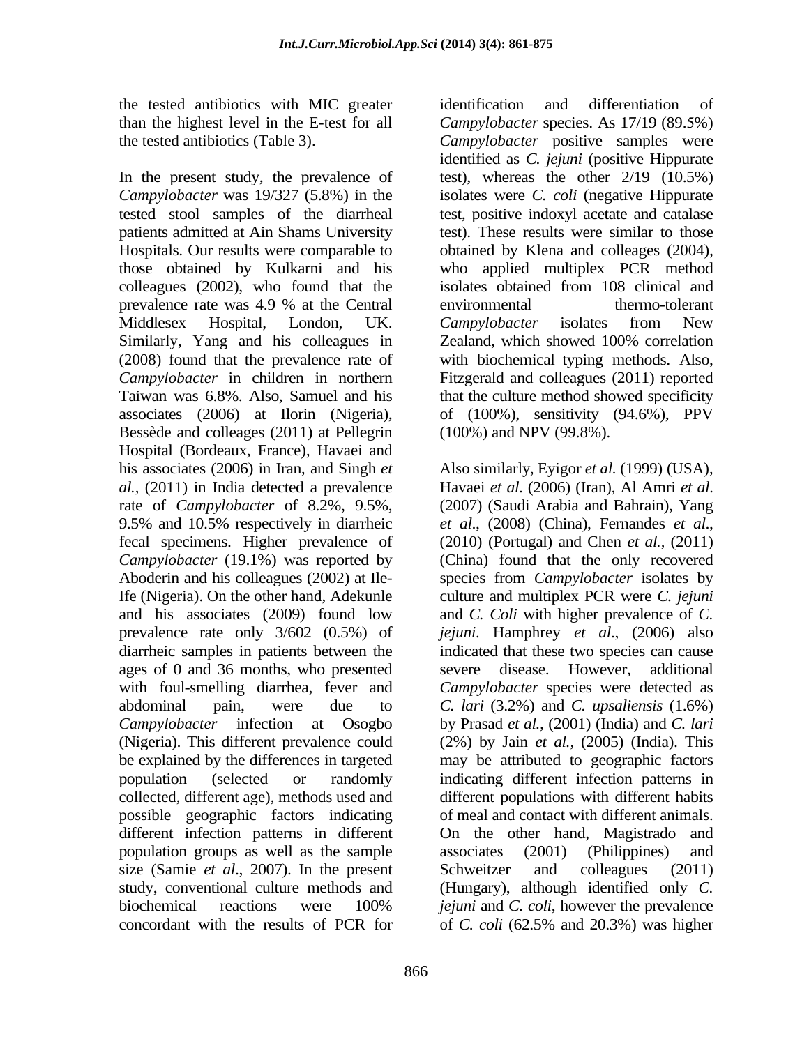the tested antibiotics with MIC greater than the highest level in the E-test for all the tested antibiotics (Table 3).

In the present study, the prevalence of *Campylobacter* was 19/327 (5.8%) in the tested stool samples of the diarrheal patients admitted at Ain Shams University Hospitals. Our results were comparable to those obtained by Kulkarni and his colleagues (2002), who found that the prevalence rate was 4.9 % at the Central Middlesex Hospital, London, UK. Similarly, Yang and his colleagues in (2008) found that the prevalence rate of *Campylobacter* in children in northern Taiwan was 6.8%. Also, Samuel and his associates (2006) at Ilorin (Nigeria), Bessède and colleages (2011) at Pellegrin Hospital (Bordeaux, France), Havaei and his associates (2006) in Iran, and Singh *et al.,* (2011) in India detected a prevalence rate of *Campylobacter* of 8.2%, 9.5%, 9.5% and 10.5% respectively in diarrheic fecal specimens. Higher prevalence of *Campylobacter* (19.1%) was reported by Aboderin and his colleagues (2002) at Ile-Ife (Nigeria). On the other hand, Adekunle and his associates (2009) found low prevalence rate only 3/602 (0.5%) of diarrheic samples in patients between the ages of 0 and 36 months, who presented with foul-smelling diarrhea, fever and abdominal pain, were due to *Campylobacter* infection at Osogbo (Nigeria). This different prevalence could be explained by the differences in targeted population (selected or randomly collected, different age), methods used and possible geographic factors indicating different infection patterns in different population groups as well as the sample size (Samie *et al*., 2007). In the present study, conventional culture methods and biochemical reactions were 100% concordant with the results of PCR for identification and differentiation of *Campylobacter* species. As 17/19 (89.5%) *Campylobacter* positive samples were identified as *C. jejuni* (positive Hippurate test), whereas the other 2/19 (10.5%) isolates were *C. coli* (negative Hippurate test, positive indoxyl acetate and catalase test). These results were similar to those obtained by Klena and colleages (2004), who applied multiplex PCR method isolates obtained from 108 clinical and environmental thermo-tolerant *Campylobacter* isolates from New Zealand, which showed 100% correlation with biochemical typing methods. Also, Fitzgerald and colleagues (2011) reported that the culture method showed specificity of (100%), sensitivity (94.6%), PPV (100%) and NPV (99.8%).

Also similarly, Eyigor *et al.* (1999) (USA), Havaei *et al.* (2006) (Iran), Al Amri *et al.* (2007) (Saudi Arabia and Bahrain), Yang *et al*., (2008) (China), Fernandes *et al*., (2010) (Portugal) and Chen *et al.,* (2011) (China) found that the only recovered species from *Campylobacter* isolates by culture and multiplex PCR were *C. jejuni* and *C. Coli* with higher prevalence of *C. jejuni*. Hamphrey *et al*., (2006) also indicated that these two species can cause severe disease. However, additional *Campylobacter* species were detected as *C. lari* (3.2%) and *C. upsaliensis* (1.6%) by Prasad *et al.,* (2001) (India) and *C. lari* (2%) by Jain *et al.,* (2005) (India). This may be attributed to geographic factors indicating different infection patterns in different populations with different habits of meal and contact with different animals. On the other hand, Magistrado and associates (2001) (Philippines) and Schweitzer and colleagues (2011) (Hungary), although identified only *C. jejuni* and *C. coli*, however the prevalence of *C. coli* (62.5% and 20.3%) was higher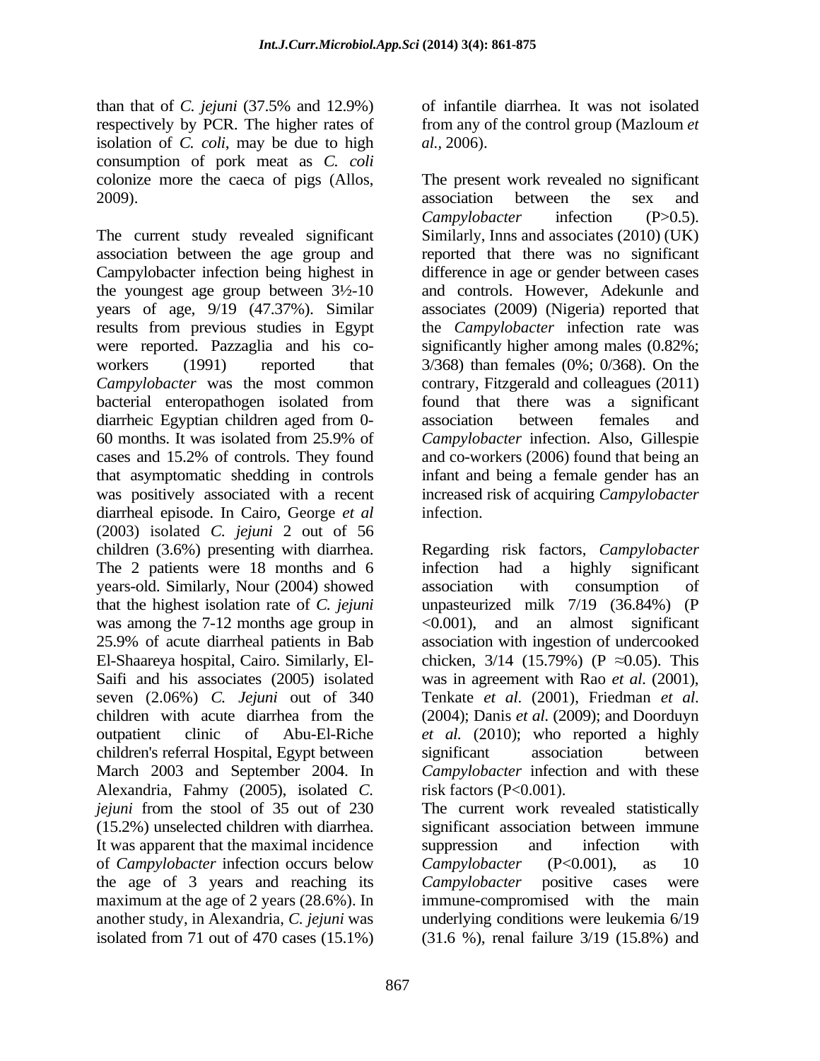than that of *C. jejuni* (37.5% and 12.9%) respectively by PCR. The higher rates of isolation of *C. coli*, may be due to high consumption of pork meat as *C. coli* colonize more the caeca of pigs (Allos, 2009).

The current study revealed significant association between the age group and Campylobacter infection being highest in the youngest age group between 3½-10 years of age, 9/19 (47.37%). Similar results from previous studies in Egypt were reported. Pazzaglia and his co-workers (1991) reported that *Campylobacter* was the most common bacterial enteropathogen isolated from diarrheic Egyptian children aged from 0-60 months. It was isolated from 25.9% of cases and 15.2% of controls. They found that asymptomatic shedding in controls was positively associated with a recent diarrheal episode. In Cairo, George *et al* (2003) isolated *C. jejuni* 2 out of 56 children (3.6%) presenting with diarrhea. The 2 patients were 18 months and 6 years-old. Similarly, Nour (2004) showed that the highest isolation rate of *C. jejuni* was among the 7-12 months age group in 25.9% of acute diarrheal patients in Bab El-Shaareya hospital, Cairo. Similarly, El-Saifi and his associates (2005) isolated seven (2.06%) *C. Jejuni* out of 340 children with acute diarrhea from the outpatient clinic of Abu-El-Riche children's referral Hospital, Egypt between March 2003 and September 2004. In Alexandria, Fahmy (2005), isolated *C. jejuni* from the stool of 35 out of 230 (15.2%) unselected children with diarrhea. It was apparent that the maximal incidence of *Campylobacter* infection occurs below the age of 3 years and reaching its maximum at the age of 2 years (28.6%). In another study, in Alexandria, *C. jejuni* was isolated from 71 out of 470 cases (15.1%) of infantile diarrhea. It was not isolated from any of the control group (Mazloum *et al.*, 2006).

The present work revealed no significant association between the sex and *Campylobacter* infection (P>0.5). Similarly, Inns and associates (2010) (UK) reported that there was no significant difference in age or gender between cases and controls. However, Adekunle and associates (2009) (Nigeria) reported that the *Campylobacter* infection rate was significantly higher among males (0.82%; 3/368) than females (0%; 0/368). On the contrary, Fitzgerald and colleagues (2011) found that there was a significant association between females and *Campylobacter* infection. Also, Gillespie and co-workers (2006) found that being an infant and being a female gender has an increased risk of acquiring *Campylobacter* infection.

Regarding risk factors, *Campylobacter* infection had a highly significant association with consumption of unpasteurized milk 7/19 (36.84%) (P <0.001), and an almost significant association with ingestion of undercooked chicken, 3/14 (15.79%) (P ≈0.05). This was in agreement with Rao *et al.* (2001), Tenkate *et al.* (2001), Friedman *et al.* (2004); Danis *et al.* (2009); and Doorduyn *et al.* (2010); who reported a highly significant association between *Campylobacter* infection and with these risk factors (P<0.001).

The current work revealed statistically significant association between immune suppression and infection with *Campylobacter* (P<0.001), as 10 *Campylobacter* positive cases were immune-compromised with the main underlying conditions were leukemia 6/19 (31.6 %), renal failure 3/19 (15.8%) and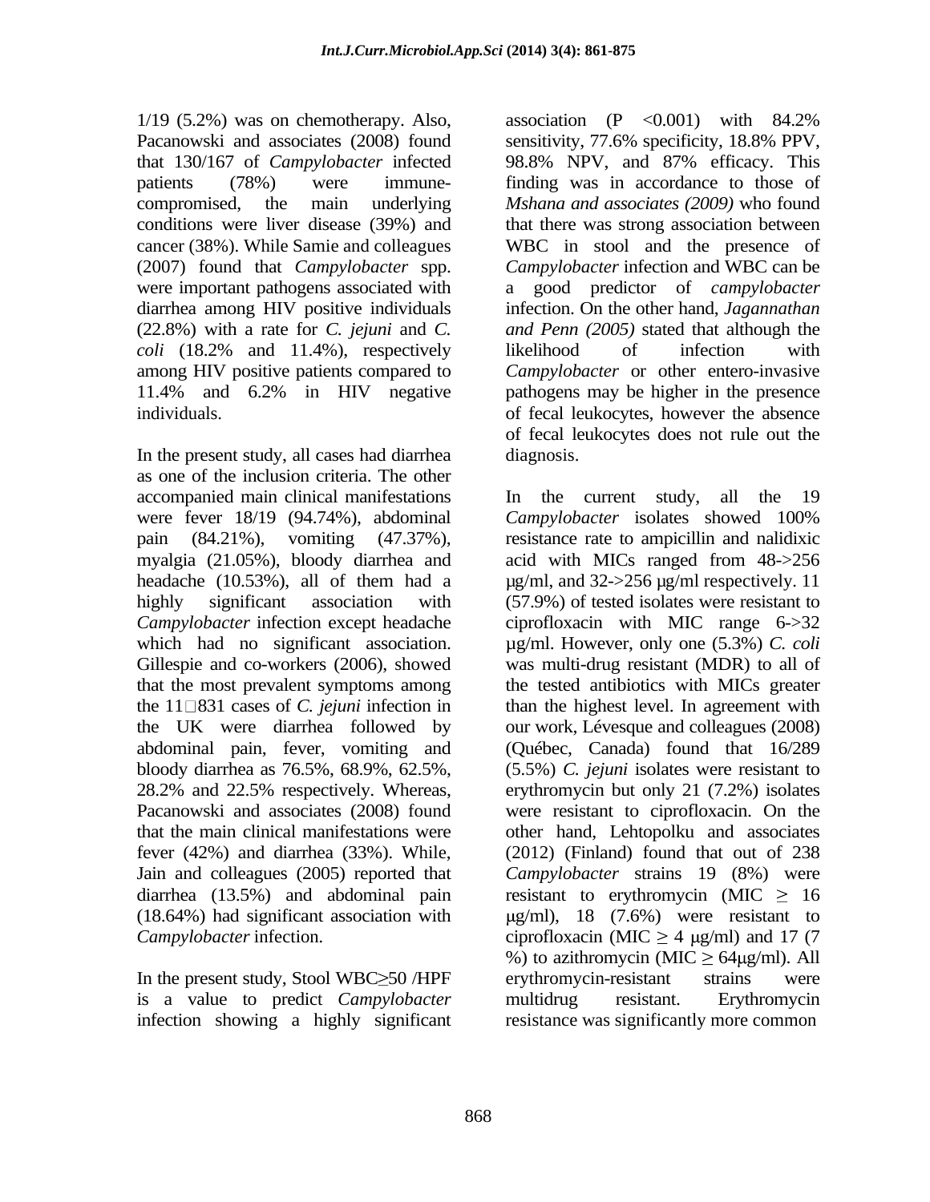1/19 (5.2%) was on chemotherapy. Also, Pacanowski and associates (2008) found that 130/167 of *Campylobacter* infected patients (78%) were immune-compromised, the main underlying conditions were liver disease (39%) and cancer (38%). While Samie and colleagues (2007) found that *Campylobacter* spp. were important pathogens associated with diarrhea among HIV positive individuals (22.8%) with a rate for *C. jejuni* and *C. coli* (18.2% and 11.4%), respectively among HIV positive patients compared to 11.4% and 6.2% in HIV negative individuals.

In the present study, all cases had diarrhea as one of the inclusion criteria. The other accompanied main clinical manifestations were fever 18/19 (94.74%), abdominal pain (84.21%), vomiting (47.37%), myalgia (21.05%), bloody diarrhea and headache (10.53%), all of them had a highly significant association with *Campylobacter* infection except headache which had no significant association. Gillespie and co-workers (2006), showed that the most prevalent symptoms among the 11□831 cases of *C. jejuni* infection in the UK were diarrhea followed by abdominal pain, fever, vomiting and bloody diarrhea as 76.5%, 68.9%, 62.5%, 28.2% and 22.5% respectively. Whereas, Pacanowski and associates (2008) found that the main clinical manifestations were fever (42%) and diarrhea (33%). While, Jain and colleagues (2005) reported that diarrhea (13.5%) and abdominal pain (18.64%) had significant association with *Campylobacter* infection.

In the present study, Stool WBC≥50 /HPF is a value to predict *Campylobacter* infection showing a highly significant association ($P < 0.001$) with 84.2% sensitivity, 77.6% specificity, 18.8% PPV, 98.8% NPV, and 87% efficacy. This finding was in accordance to those of *Mshana and associates (2009)* who found that there was strong association between WBC in stool and the presence of *Campylobacter* infection and WBC can be a good predictor of *campylobacter* infection. On the other hand, *Jagannathan and Penn (2005)* stated that although the likelihood of infection with *Campylobacter* or other entero-invasive pathogens may be higher in the presence of fecal leukocytes, however the absence of fecal leukocytes does not rule out the diagnosis.

In the current study, all the 19 *Campylobacter* isolates showed 100% resistance rate to ampicillin and nalidixic acid with MICs ranged from 48->256 μg/ml, and 32->256 μg/ml respectively. 11 (57.9%) of tested isolates were resistant to ciprofloxacin with MIC range 6->32 μg/ml. However, only one (5.3%) *C. coli* was multi-drug resistant (MDR) to all of the tested antibiotics with MICs greater than the highest level. In agreement with our work, Lévesque and colleagues (2008) (Québec, Canada) found that 16/289 (5.5%) *C. jejuni* isolates were resistant to erythromycin but only 21 (7.2%) isolates were resistant to ciprofloxacin. On the other hand, Lehtopolku and associates (2012) (Finland) found that out of 238 *Campylobacter* strains 19 (8%) were resistant to erythromycin (MIC ≥ 16 μg/ml), 18 (7.6%) were resistant to ciprofloxacin (MIC ≥ 4 μg/ml) and 17 (7 %) to azithromycin (MIC ≥ 64μg/ml). All erythromycin-resistant strains were multidrug resistant. Erythromycin resistance was significantly more common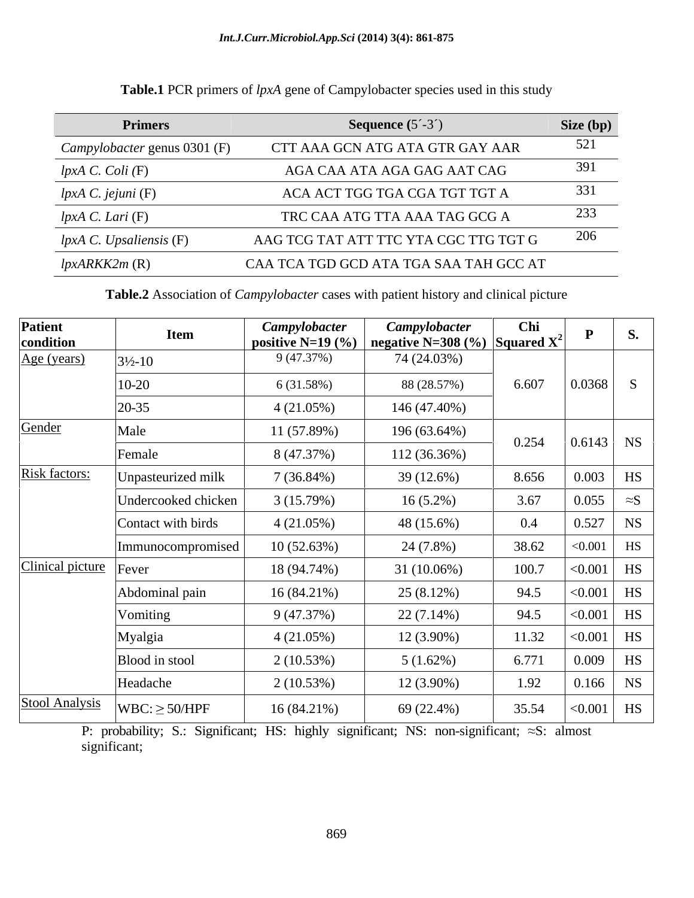**Table.1** PCR primers of *lpxA* gene of Campylobacter species used in this study

| Primers | Sequence (5´-3´) | Size (bp) |
|---|---|---|
| *Campylobacter* genus 0301 (F) | CTT AAA GCN ATG ATA GTR GAY AAR | 521 |
| *lpxA C. Coli (*F) | AGA CAA ATA AGA GAG AAT CAG | 391 |
| *lpxA C. jejuni* (F) | ACA ACT TGG TGA CGA TGT TGT A | 331 |
| *lpxA C. Lari* (F) | TRC CAA ATG TTA AAA TAG GCG A | 233 |
| *lpxA C. Upsaliensis* (F) | AAG TCG TAT ATT TTC YTA CGC TTG TGT G | 206 |
| *lpxARKK2m* (R) | CAA TCA TGD GCD ATA TGA SAA TAH GCC AT | |

**Table.2** Association of *Campylobacter* cases with patient history and clinical picture

| Patient condition | Item | *Campylobacter* positive N=19 (%) | *Campylobacter* negative N=308 (%) | Chi Squared $X^2$ | P | S. |
|---|---|---|---|---|---|---|
| Age (years) | 3½-10 | 9 (47.37%) | 74 (24.03%) | 6.607 | 0.0368 | S |
| | 10-20 | 6 (31.58%) | 88 (28.57%) | | | |
| | 20-35 | 4 (21.05%) | 146 (47.40%) | | | |
| Gender | Male | 11 (57.89%) | 196 (63.64%) | 0.254 | 0.6143 | NS |
| | Female | 8 (47.37%) | 112 (36.36%) | | | |
| Risk factors: | Unpasteurized milk | 7 (36.84%) | 39 (12.6%) | 8.656 | 0.003 | HS |
| | Undercooked chicken | 3 (15.79%) | 16 (5.2%) | 3.67 | 0.055 | ≈S |
| | Contact with birds | 4 (21.05%) | 48 (15.6%) | 0.4 | 0.527 | NS |
| | Immunocompromised | 10 (52.63%) | 24 (7.8%) | 38.62 | <0.001 | HS |
| Clinical picture | Fever | 18 (94.74%) | 31 (10.06%) | 100.7 | <0.001 | HS |
| | Abdominal pain | 16 (84.21%) | 25 (8.12%) | 94.5 | <0.001 | HS |
| | Vomiting | 9 (47.37%) | 22 (7.14%) | 94.5 | <0.001 | HS |
| | Myalgia | 4 (21.05%) | 12 (3.90%) | 11.32 | <0.001 | HS |
| | Blood in stool | 2 (10.53%) | 5 (1.62%) | 6.771 | 0.009 | HS |
| | Headache | 2 (10.53%) | 12 (3.90%) | 1.92 | 0.166 | NS |
| Stool Analysis | WBC: ≥ 50/HPF | 16 (84.21%) | 69 (22.4%) | 35.54 | <0.001 | HS |

P: probability; S.: Significant; HS: highly significant; NS: non-significant; ≈S: almost significant;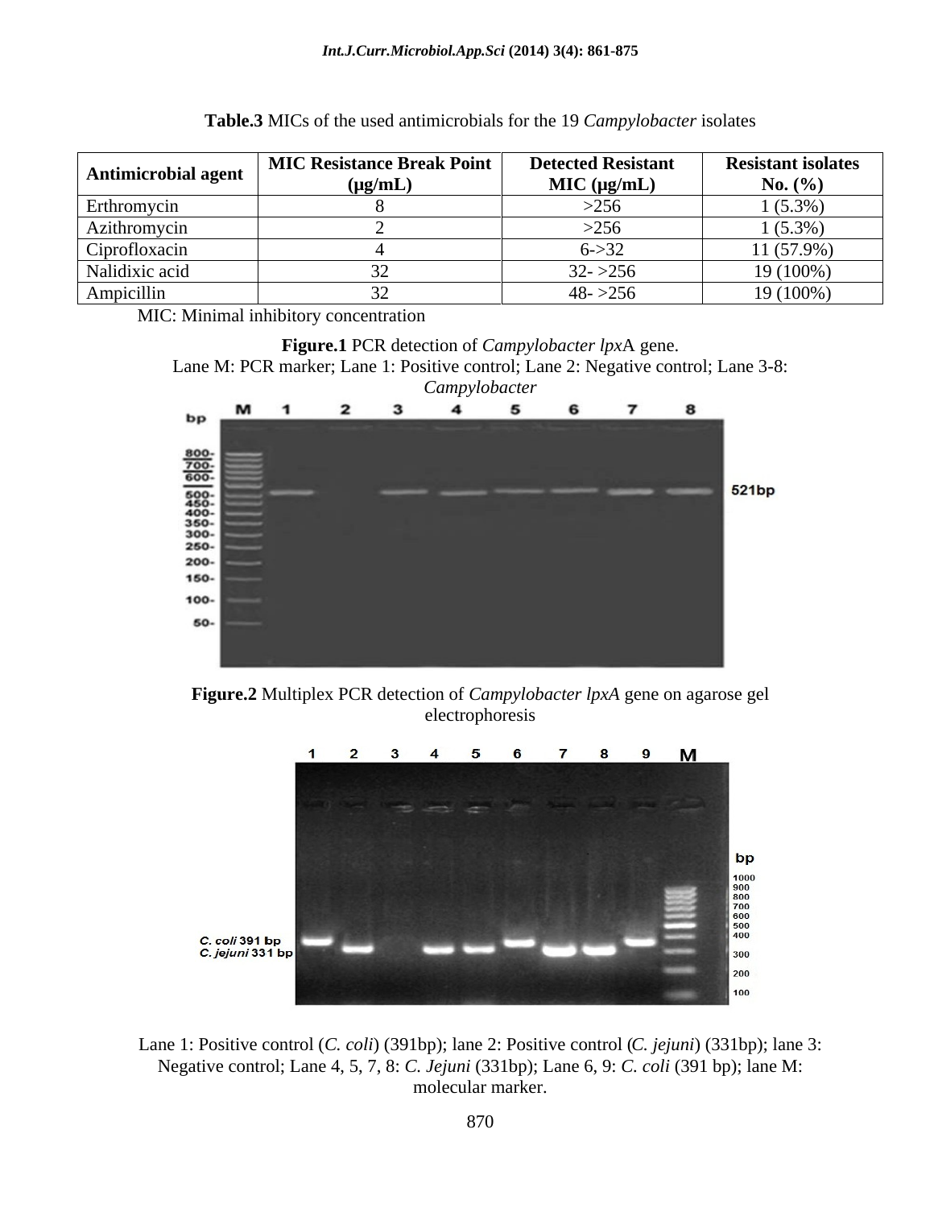**Table.3** MICs of the used antimicrobials for the 19 *Campylobacter* isolates

| Antimicrobial agent | MIC Resistance Break Point (µg/mL) | Detected Resistant MIC (µg/mL) | Resistant isolates No. (%) |
|---|---|---|---|
| Erthromycin | 8 | >256 | 1 (5.3%) |
| Azithromycin | 2 | >256 | 1 (5.3%) |
| Ciprofloxacin | 4 | 6->32 | 11 (57.9%) |
| Nalidixic acid | 32 | 32- >256 | 19 (100%) |
| Ampicillin | 32 | 48- >256 | 19 (100%) |

MIC: Minimal inhibitory concentration

**Figure.1** PCR detection of *Campylobacter lpx*A gene.
Lane M: PCR marker; Lane 1: Positive control; Lane 2: Negative control; Lane 3-8: *Campylobacter*

**Figure.2** Multiplex PCR detection of *Campylobacter lpxA* gene on agarose gel electrophoresis

Lane 1: Positive control (*C. coli*) (391bp); lane 2: Positive control (*C. jejuni*) (331bp); lane 3: Negative control; Lane 4, 5, 7, 8: *C. Jejuni* (331bp); Lane 6, 9: *C. coli* (391 bp); lane M: molecular marker.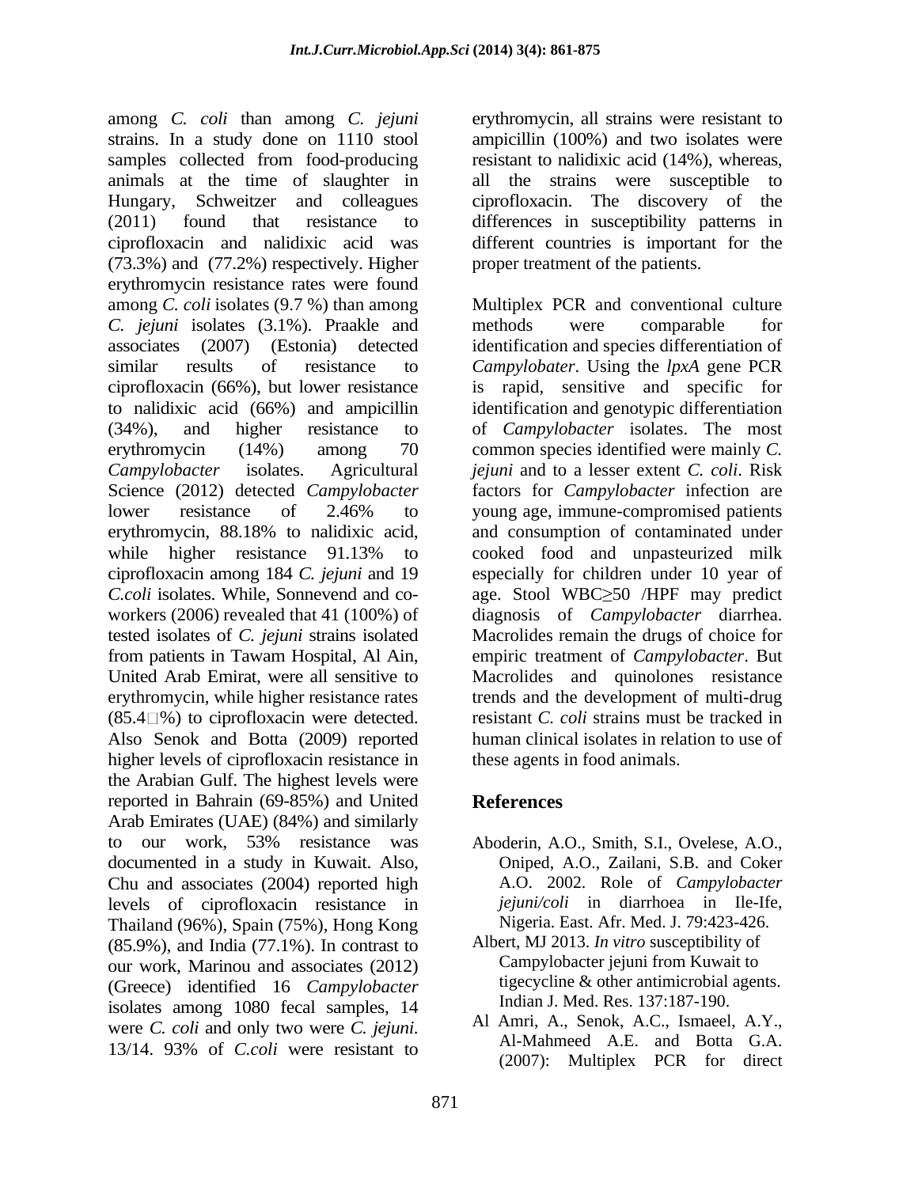among *C. coli* than among *C. jejuni* strains. In a study done on 1110 stool samples collected from food-producing animals at the time of slaughter in Hungary, Schweitzer and colleagues (2011) found that resistance to ciprofloxacin and nalidixic acid was (73.3%) and (77.2%) respectively. Higher erythromycin resistance rates were found among *C. coli* isolates (9.7 %) than among *C. jejuni* isolates (3.1%). Praakle and associates (2007) (Estonia) detected similar results of resistance to ciprofloxacin (66%), but lower resistance to nalidixic acid (66%) and ampicillin (34%), and higher resistance to erythromycin (14%) among 70 *Campylobacter* isolates. Agricultural Science (2012) detected *Campylobacter* lower resistance of 2.46% to erythromycin, 88.18% to nalidixic acid, while higher resistance 91.13% to ciprofloxacin among 184 *C. jejuni* and 19 *C.coli* isolates. While, Sonnevend and co-workers (2006) revealed that 41 (100%) of tested isolates of *C. jejuni* strains isolated from patients in Tawam Hospital, Al Ain, United Arab Emirat, were all sensitive to erythromycin, while higher resistance rates (85.4□%) to ciprofloxacin were detected. Also Senok and Botta (2009) reported higher levels of ciprofloxacin resistance in the Arabian Gulf. The highest levels were reported in Bahrain (69-85%) and United Arab Emirates (UAE) (84%) and similarly to our work, 53% resistance was documented in a study in Kuwait. Also, Chu and associates (2004) reported high levels of ciprofloxacin resistance in Thailand (96%), Spain (75%), Hong Kong (85.9%), and India (77.1%). In contrast to our work, Marinou and associates (2012) (Greece) identified 16 *Campylobacter* isolates among 1080 fecal samples, 14 were *C. coli* and only two were *C. jejuni.* 13/14. 93% of *C.coli* were resistant to erythromycin, all strains were resistant to ampicillin (100%) and two isolates were resistant to nalidixic acid (14%), whereas, all the strains were susceptible to ciprofloxacin. The discovery of the differences in susceptibility patterns in different countries is important for the proper treatment of the patients.

Multiplex PCR and conventional culture methods were comparable for identification and species differentiation of *Campylobater*. Using the *lpxA* gene PCR is rapid, sensitive and specific for identification and genotypic differentiation of *Campylobacter* isolates. The most common species identified were mainly *C. jejuni* and to a lesser extent *C. coli*. Risk factors for *Campylobacter* infection are young age, immune-compromised patients and consumption of contaminated under cooked food and unpasteurized milk especially for children under 10 year of age. Stool WBC$\geq$50 /HPF may predict diagnosis of *Campylobacter* diarrhea. Macrolides remain the drugs of choice for empiric treatment of *Campylobacter*. But Macrolides and quinolones resistance trends and the development of multi-drug resistant *C. coli* strains must be tracked in human clinical isolates in relation to use of these agents in food animals.

## References

Aboderin, A.O., Smith, S.I., Ovelese, A.O., Oniped, A.O., Zailani, S.B. and Coker A.O. 2002. Role of *Campylobacter jejuni/coli* in diarrhoea in Ile-Ife, Nigeria. East. Afr. Med. J. 79:423-426.

Albert, MJ 2013. *In vitro* susceptibility of Campylobacter jejuni from Kuwait to tigecycline & other antimicrobial agents. Indian J. Med. Res. 137:187-190.

Al Amri, A., Senok, A.C., Ismaeel, A.Y., Al-Mahmeed A.E. and Botta G.A. (2007): Multiplex PCR for direct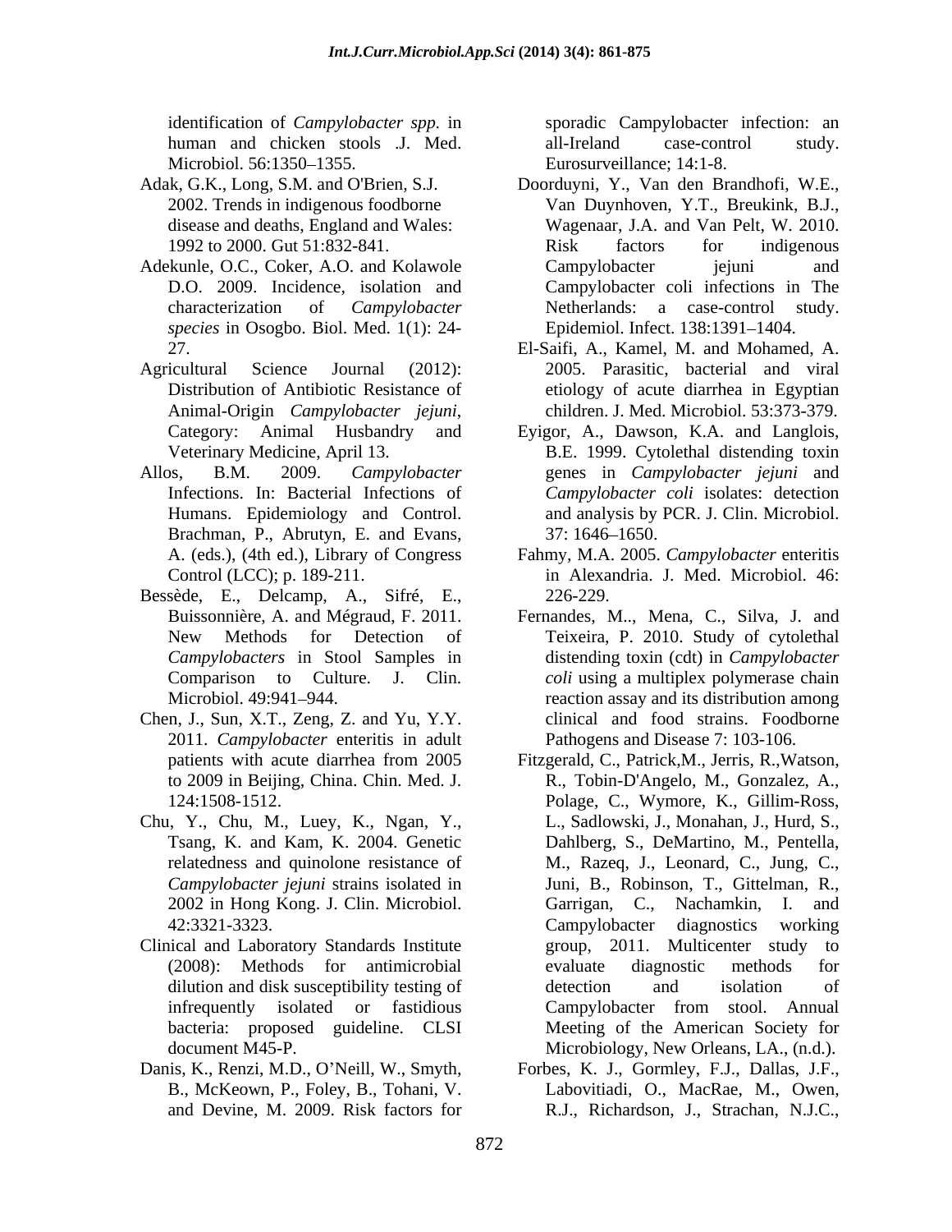identification of *Campylobacter spp.* in human and chicken stools .J. Med. Microbiol. 56:1350–1355.

Adak, G.K., Long, S.M. and O'Brien, S.J. 2002. Trends in indigenous foodborne disease and deaths, England and Wales: 1992 to 2000. Gut 51:832-841.

Adekunle, O.C., Coker, A.O. and Kolawole D.O. 2009. Incidence, isolation and characterization of *Campylobacter species* in Osogbo. Biol. Med. 1(1): 24-27.

Agricultural Science Journal (2012): Distribution of Antibiotic Resistance of Animal-Origin *Campylobacter jejuni*, Category: Animal Husbandry and Veterinary Medicine, April 13.

Allos, B.M. 2009. *Campylobacter* Infections. In: Bacterial Infections of Humans. Epidemiology and Control. Brachman, P., Abrutyn, E. and Evans, A. (eds.), (4th ed.), Library of Congress Control (LCC); p. 189-211.

Bessède, E., Delcamp, A., Sifré, E., Buissonnière, A. and Mégraud, F. 2011. New Methods for Detection of *Campylobacters* in Stool Samples in Comparison to Culture. J. Clin. Microbiol. 49:941–944.

Chen, J., Sun, X.T., Zeng, Z. and Yu, Y.Y. 2011. *Campylobacter* enteritis in adult patients with acute diarrhea from 2005 to 2009 in Beijing, China. Chin. Med. J. 124:1508-1512.

Chu, Y., Chu, M., Luey, K., Ngan, Y., Tsang, K. and Kam, K. 2004. Genetic relatedness and quinolone resistance of *Campylobacter jejuni* strains isolated in 2002 in Hong Kong. J. Clin. Microbiol. 42:3321-3323.

Clinical and Laboratory Standards Institute (2008): Methods for antimicrobial dilution and disk susceptibility testing of infrequently isolated or fastidious bacteria: proposed guideline. CLSI document M45-P.

Danis, K., Renzi, M.D., O'Neill, W., Smyth, B., McKeown, P., Foley, B., Tohani, V. and Devine, M. 2009. Risk factors for sporadic Campylobacter infection: an all-Ireland case-control study. Eurosurveillance; 14:1-8.

Doorduyni, Y., Van den Brandhofi, W.E., Van Duynhoven, Y.T., Breukink, B.J., Wagenaar, J.A. and Van Pelt, W. 2010. Risk factors for indigenous Campylobacter jejuni and Campylobacter coli infections in The Netherlands: a case-control study. Epidemiol. Infect. 138:1391–1404.

El-Saifi, A., Kamel, M. and Mohamed, A. 2005. Parasitic, bacterial and viral etiology of acute diarrhea in Egyptian children. J. Med. Microbiol. 53:373-379.

Eyigor, A., Dawson, K.A. and Langlois, B.E. 1999. Cytolethal distending toxin genes in *Campylobacter jejuni* and *Campylobacter coli* isolates: detection and analysis by PCR. J. Clin. Microbiol. 37: 1646–1650.

Fahmy, M.A. 2005. *Campylobacter* enteritis in Alexandria. J. Med. Microbiol. 46: 226-229.

Fernandes, M.., Mena, C., Silva, J. and Teixeira, P. 2010. Study of cytolethal distending toxin (cdt) in *Campylobacter coli* using a multiplex polymerase chain reaction assay and its distribution among clinical and food strains. Foodborne Pathogens and Disease 7: 103-106.

Fitzgerald, C., Patrick,M., Jerris, R.,Watson, R., Tobin-D'Angelo, M., Gonzalez, A., Polage, C., Wymore, K., Gillim-Ross, L., Sadlowski, J., Monahan, J., Hurd, S., Dahlberg, S., DeMartino, M., Pentella, M., Razeq, J., Leonard, C., Jung, C., Juni, B., Robinson, T., Gittelman, R., Garrigan, C., Nachamkin, I. and Campylobacter diagnostics working group, 2011. Multicenter study to evaluate diagnostic methods for detection and isolation of Campylobacter from stool. Annual Meeting of the American Society for Microbiology, New Orleans, LA., (n.d.).

Forbes, K. J., Gormley, F.J., Dallas, J.F., Labovitiadi, O., MacRae, M., Owen, R.J., Richardson, J., Strachan, N.J.C.,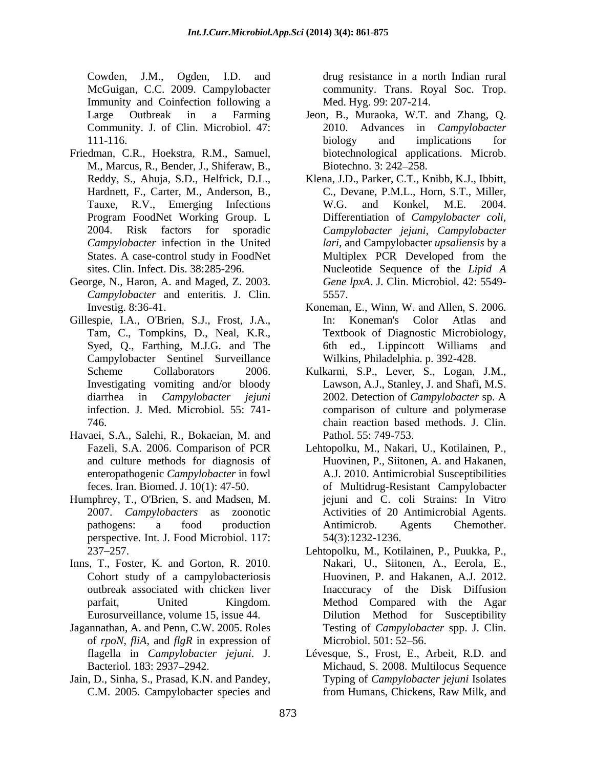Cowden, J.M., Ogden, I.D. and McGuigan, C.C. 2009. Campylobacter Immunity and Coinfection following a Large Outbreak in a Farming Community. J. of Clin. Microbiol. 47: 111-116.

Friedman, C.R., Hoekstra, R.M., Samuel, M., Marcus, R., Bender, J., Shiferaw, B., Reddy, S., Ahuja, S.D., Helfrick, D.L., Hardnett, F., Carter, M., Anderson, B., Tauxe, R.V., Emerging Infections Program FoodNet Working Group. L 2004. Risk factors for sporadic *Campylobacter* infection in the United States. A case-control study in FoodNet sites. Clin. Infect. Dis. 38:285-296.

George, N., Haron, A. and Maged, Z. 2003. *Campylobacter* and enteritis. J. Clin. Investig. 8:36-41.

Gillespie, I.A., O'Brien, S.J., Frost, J.A., Tam, C., Tompkins, D., Neal, K.R., Syed, Q., Farthing, M.J.G. and The Campylobacter Sentinel Surveillance Scheme Collaborators 2006. Investigating vomiting and/or bloody diarrhea in *Campylobacter jejuni* infection. J. Med. Microbiol. 55: 741-746.

Havaei, S.A., Salehi, R., Bokaeian, M. and Fazeli, S.A. 2006. Comparison of PCR and culture methods for diagnosis of enteropathogenic *Campylobacter* in fowl feces. Iran. Biomed. J. 10(1): 47-50.

Humphrey, T., O'Brien, S. and Madsen, M. 2007. *Campylobacters* as zoonotic pathogens: a food production perspective. Int. J. Food Microbiol. 117: 237–257.

Inns, T., Foster, K. and Gorton, R. 2010. Cohort study of a campylobacteriosis outbreak associated with chicken liver parfait, United Kingdom. Eurosurveillance, volume 15, issue 44.

Jagannathan, A. and Penn, C.W. 2005. Roles of *rpoN*, *fliA*, and *flgR* in expression of flagella in *Campylobacter jejuni*. J. Bacteriol. 183: 2937–2942.

Jain, D., Sinha, S., Prasad, K.N. and Pandey, C.M. 2005. Campylobacter species and drug resistance in a north Indian rural community. Trans. Royal Soc. Trop. Med. Hyg. 99: 207-214.

Jeon, B., Muraoka, W.T. and Zhang, Q. 2010. Advances in *Campylobacter* biology and implications for biotechnological applications. Microb. Biotechno. 3: 242–258.

Klena, J.D., Parker, C.T., Knibb, K.J., Ibbitt, C., Devane, P.M.L., Horn, S.T., Miller, W.G. and Konkel, M.E. 2004. Differentiation of *Campylobacter coli*, *Campylobacter jejuni*, *Campylobacter lari*, and Campylobacter *upsaliensis* by a Multiplex PCR Developed from the Nucleotide Sequence of the *Lipid A Gene lpxA*. J. Clin. Microbiol. 42: 5549-5557.

Koneman, E., Winn, W. and Allen, S. 2006. In: Koneman's Color Atlas and Textbook of Diagnostic Microbiology, 6th ed., Lippincott Williams and Wilkins, Philadelphia. p. 392-428.

Kulkarni, S.P., Lever, S., Logan, J.M., Lawson, A.J., Stanley, J. and Shafi, M.S. 2002. Detection of *Campylobacter* sp. A comparison of culture and polymerase chain reaction based methods. J. Clin. Pathol. 55: 749-753.

Lehtopolku, M., Nakari, U., Kotilainen, P., Huovinen, P., Siitonen, A. and Hakanen, A.J. 2010. Antimicrobial Susceptibilities of Multidrug-Resistant Campylobacter jejuni and C. coli Strains: In Vitro Activities of 20 Antimicrobial Agents. Antimicrob. Agents Chemother. 54(3):1232-1236.

Lehtopolku, M., Kotilainen, P., Puukka, P., Nakari, U., Siitonen, A., Eerola, E., Huovinen, P. and Hakanen, A.J. 2012. Inaccuracy of the Disk Diffusion Method Compared with the Agar Dilution Method for Susceptibility Testing of *Campylobacter* spp. J. Clin. Microbiol. 501: 52–56.

Lévesque, S., Frost, E., Arbeit, R.D. and Michaud, S. 2008. Multilocus Sequence Typing of *Campylobacter jejuni* Isolates from Humans, Chickens, Raw Milk, and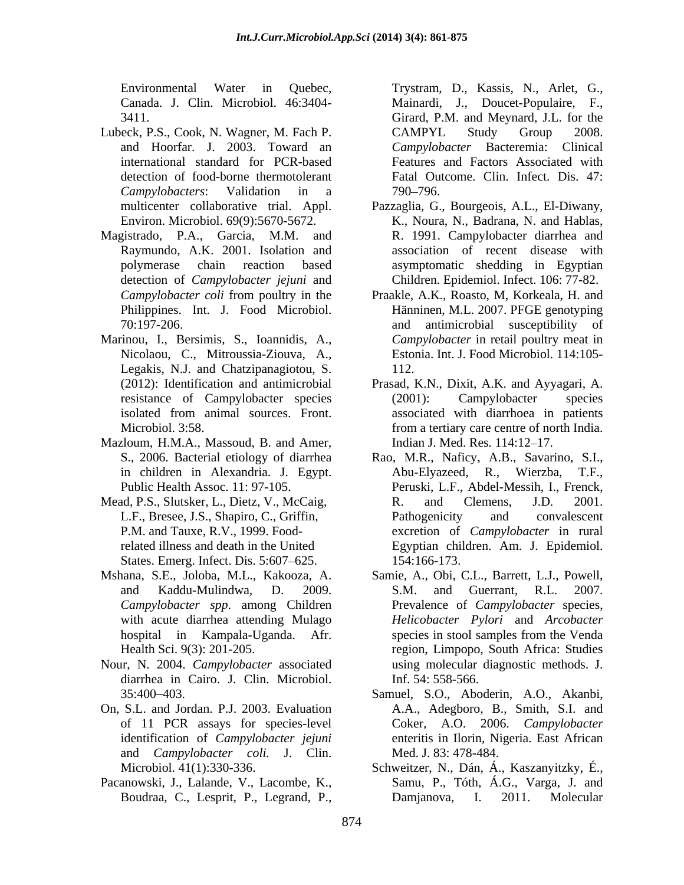Environmental Water in Quebec, Canada. J. Clin. Microbiol. 46:3404-3411.

Lubeck, P.S., Cook, N. Wagner, M. Fach P. and Hoorfar. J. 2003. Toward an international standard for PCR-based detection of food-borne thermotolerant *Campylobacters*: Validation in a multicenter collaborative trial. Appl. Environ. Microbiol. 69(9):5670-5672.

Magistrado, P.A., Garcia, M.M. and Raymundo, A.K. 2001. Isolation and polymerase chain reaction based detection of *Campylobacter jejuni* and *Campylobacter coli* from poultry in the Philippines. Int. J. Food Microbiol. 70:197-206.

Marinou, I., Bersimis, S., Ioannidis, A., Nicolaou, C., Mitroussia-Ziouva, A., Legakis, N.J. and Chatzipanagiotou, S. (2012): Identification and antimicrobial resistance of Campylobacter species isolated from animal sources. Front. Microbiol. 3:58.

Mazloum, H.M.A., Massoud, B. and Amer, S., 2006. Bacterial etiology of diarrhea in children in Alexandria. J. Egypt. Public Health Assoc. 11: 97-105.

Mead, P.S., Slutsker, L., Dietz, V., McCaig, L.F., Bresee, J.S., Shapiro, C., Griffin, P.M. and Tauxe, R.V., 1999. Food-related illness and death in the United States. Emerg. Infect. Dis. 5:607–625.

Mshana, S.E., Joloba, M.L., Kakooza, A. and Kaddu-Mulindwa, D. 2009. *Campylobacter spp*. among Children with acute diarrhea attending Mulago hospital in Kampala-Uganda. Afr. Health Sci. 9(3): 201-205.

Nour, N. 2004. *Campylobacter* associated diarrhea in Cairo. J. Clin. Microbiol. 35:400–403.

On, S.L. and Jordan. P.J. 2003. Evaluation of 11 PCR assays for species-level identification of *Campylobacter jejuni* and *Campylobacter coli.* J. Clin. Microbiol. 41(1):330-336.

Pacanowski, J., Lalande, V., Lacombe, K., Boudraa, C., Lesprit, P., Legrand, P., Trystram, D., Kassis, N., Arlet, G., Mainardi, J., Doucet-Populaire, F., Girard, P.M. and Meynard, J.L. for the CAMPYL Study Group 2008. *Campylobacter* Bacteremia: Clinical Features and Factors Associated with Fatal Outcome. Clin. Infect. Dis. 47: 790–796.

Pazzaglia, G., Bourgeois, A.L., El-Diwany, K., Noura, N., Badrana, N. and Hablas, R. 1991. Campylobacter diarrhea and association of recent disease with asymptomatic shedding in Egyptian Children. Epidemiol. Infect. 106: 77-82.

Praakle, A.K., Roasto, M, Korkeala, H. and Hänninen, M.L. 2007. PFGE genotyping and antimicrobial susceptibility of *Campylobacter* in retail poultry meat in Estonia. Int. J. Food Microbiol. 114:105-112.

Prasad, K.N., Dixit, A.K. and Ayyagari, A. (2001): Campylobacter species associated with diarrhoea in patients from a tertiary care centre of north India. Indian J. Med. Res. 114:12–17.

Rao, M.R., Naficy, A.B., Savarino, S.I., Abu-Elyazeed, R., Wierzba, T.F., Peruski, L.F., Abdel-Messih, I., Frenck, R. and Clemens, J.D. 2001. Pathogenicity and convalescent excretion of *Campylobacter* in rural Egyptian children. Am. J. Epidemiol. 154:166-173.

Samie, A., Obi, C.L., Barrett, L.J., Powell, S.M. and Guerrant, R.L. 2007. Prevalence of *Campylobacter* species, *Helicobacter Pylori* and *Arcobacter* species in stool samples from the Venda region, Limpopo, South Africa: Studies using molecular diagnostic methods. J. Inf. 54: 558-566.

Samuel, S.O., Aboderin, A.O., Akanbi, A.A., Adegboro, B., Smith, S.I. and Coker, A.O. 2006. *Campylobacter* enteritis in Ilorin, Nigeria. East African Med. J. 83: 478-484.

Schweitzer, N., Dán, Á., Kaszanyitzky, É., Samu, P., Tóth, Á.G., Varga, J. and Damjanova, I. 2011. Molecular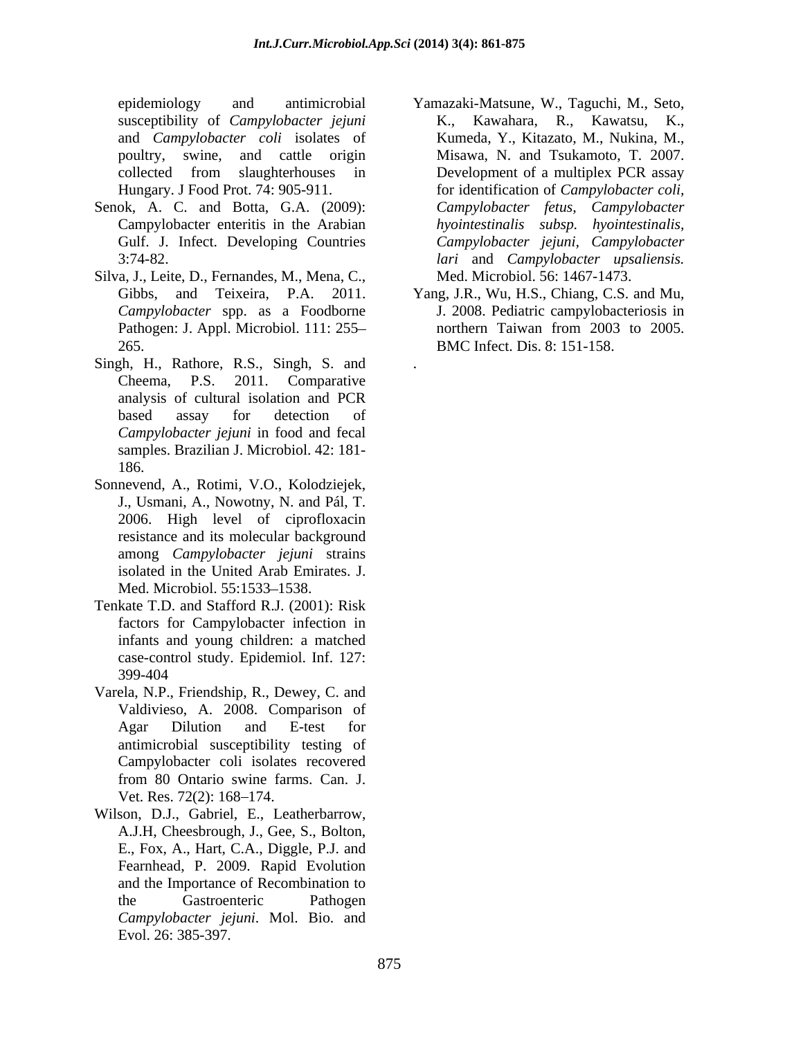epidemiology and antimicrobial susceptibility of *Campylobacter jejuni* and *Campylobacter coli* isolates of poultry, swine, and cattle origin collected from slaughterhouses in Hungary. J Food Prot. 74: 905-911.

Senok, A. C. and Botta, G.A. (2009): Campylobacter enteritis in the Arabian Gulf. J. Infect. Developing Countries 3:74-82.

Silva, J., Leite, D., Fernandes, M., Mena, C., Gibbs, and Teixeira, P.A. 2011. *Campylobacter* spp. as a Foodborne Pathogen: J. Appl. Microbiol. 111: 255–265.

Singh, H., Rathore, R.S., Singh, S. and Cheema, P.S. 2011. Comparative analysis of cultural isolation and PCR based assay for detection of *Campylobacter jejuni* in food and fecal samples. Brazilian J. Microbiol. 42: 181-186.

Sonnevend, A., Rotimi, V.O., Kolodziejek, J., Usmani, A., Nowotny, N. and Pál, T. 2006. High level of ciprofloxacin resistance and its molecular background among *Campylobacter jejuni* strains isolated in the United Arab Emirates. J. Med. Microbiol. 55:1533–1538.

Tenkate T.D. and Stafford R.J. (2001): Risk factors for Campylobacter infection in infants and young children: a matched case-control study. Epidemiol. Inf. 127: 399-404

Varela, N.P., Friendship, R., Dewey, C. and Valdivieso, A. 2008. Comparison of Agar Dilution and E-test for antimicrobial susceptibility testing of Campylobacter coli isolates recovered from 80 Ontario swine farms. Can. J. Vet. Res. 72(2): 168–174.

Wilson, D.J., Gabriel, E., Leatherbarrow, A.J.H, Cheesbrough, J., Gee, S., Bolton, E., Fox, A., Hart, C.A., Diggle, P.J. and Fearnhead, P. 2009. Rapid Evolution and the Importance of Recombination to the Gastroenteric Pathogen *Campylobacter jejuni*. Mol. Bio. and Evol. 26: 385-397.

Yamazaki-Matsune, W., Taguchi, M., Seto, K., Kawahara, R., Kawatsu, K., Kumeda, Y., Kitazato, M., Nukina, M., Misawa, N. and Tsukamoto, T. 2007. Development of a multiplex PCR assay for identification of *Campylobacter coli*, *Campylobacter fetus*, *Campylobacter hyointestinalis subsp. hyointestinalis*, *Campylobacter jejuni*, *Campylobacter lari* and *Campylobacter upsaliensis.* Med. Microbiol. 56: 1467-1473.

Yang, J.R., Wu, H.S., Chiang, C.S. and Mu, J. 2008. Pediatric campylobacteriosis in northern Taiwan from 2003 to 2005. BMC Infect. Dis. 8: 151-158.